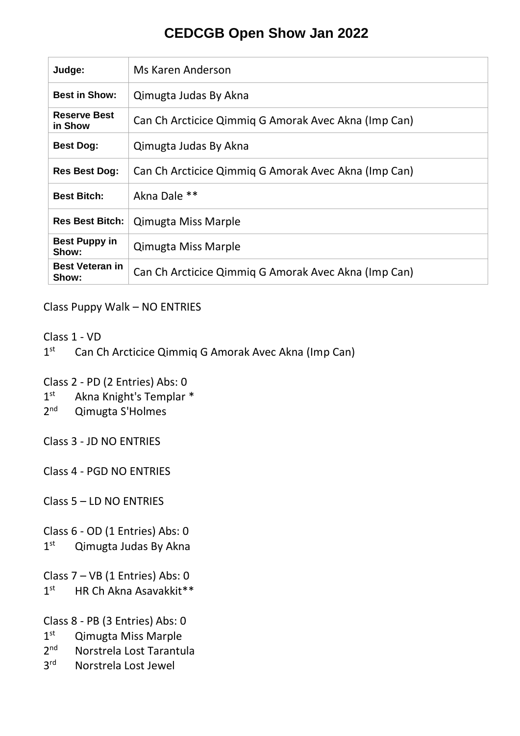# CEDCGB Open Show Jan 2022

| Judge: | Ms Karen Anderson |
|---|---|
| Best in Show: | Qimugta Judas By Akna |
| Reserve Best in Show | Can Ch Arcticice Qimmiq G Amorak Avec Akna (Imp Can) |
| Best Dog: | Qimugta Judas By Akna |
| Res Best Dog: | Can Ch Arcticice Qimmiq G Amorak Avec Akna (Imp Can) |
| Best Bitch: | Akna Dale ** |
| Res Best Bitch: | Qimugta Miss Marple |
| Best Puppy in Show: | Qimugta Miss Marple |
| Best Veteran in Show: | Can Ch Arcticice Qimmiq G Amorak Avec Akna (Imp Can) |

Class Puppy Walk – NO ENTRIES

Class 1 - VD
1st Can Ch Arcticice Qimmiq G Amorak Avec Akna (Imp Can)

Class 2 - PD (2 Entries) Abs: 0
1st Akna Knight's Templar *
2nd Qimugta S'Holmes

Class 3 - JD NO ENTRIES

Class 4 - PGD NO ENTRIES

Class 5 – LD NO ENTRIES

Class 6 - OD (1 Entries) Abs: 0
1st Qimugta Judas By Akna

Class 7 – VB (1 Entries) Abs: 0
1st HR Ch Akna Asavakkit**

Class 8 - PB (3 Entries) Abs: 0
1st Qimugta Miss Marple
2nd Norstrela Lost Tarantula
3rd Norstrela Lost Jewel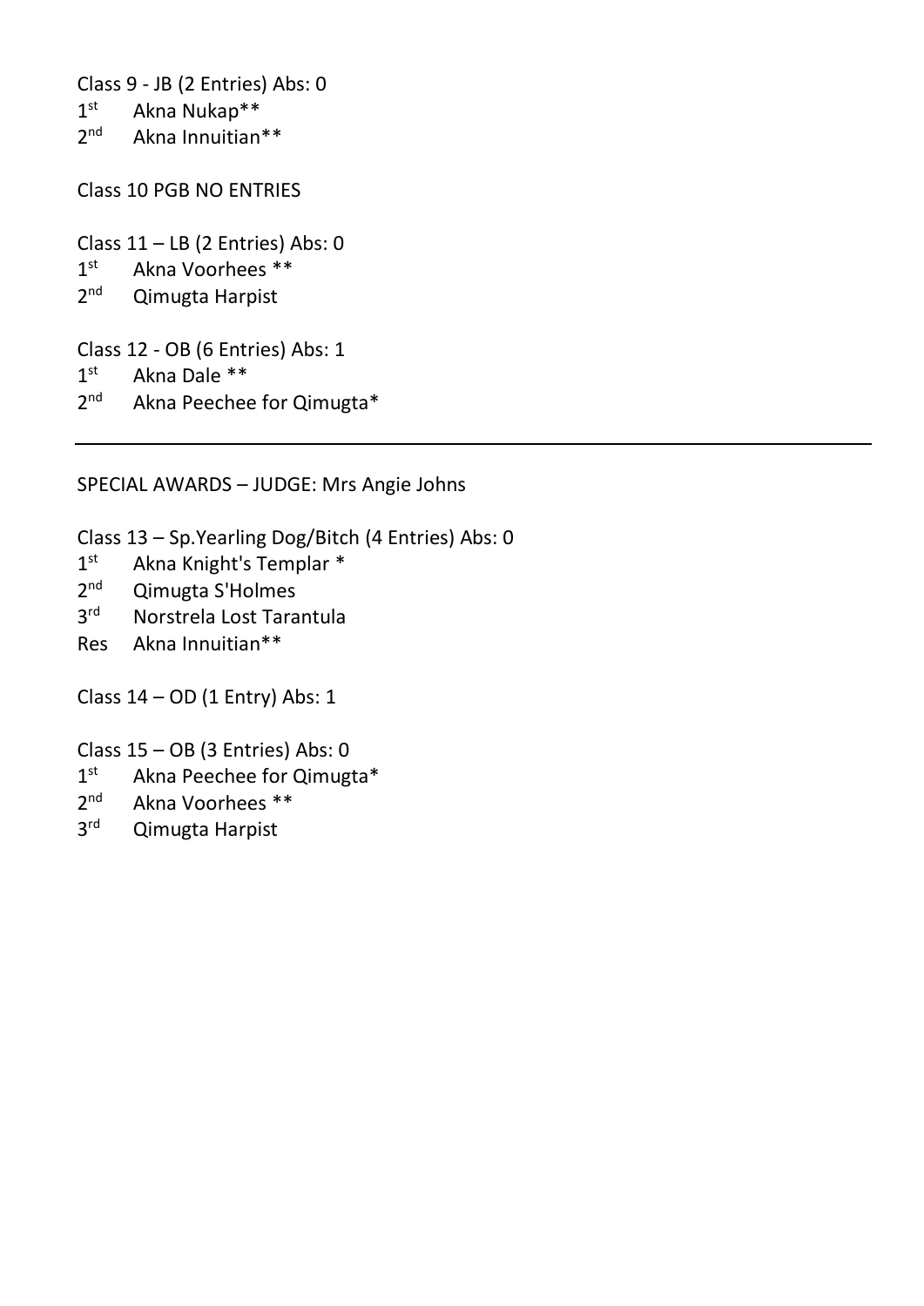Class 9 - JB (2 Entries) Abs: 0

1st Akna Nukap**

2nd Akna Innuitian**

Class 10 PGB NO ENTRIES

Class 11 – LB (2 Entries) Abs: 0

1st Akna Voorhees **

2nd Qimugta Harpist

Class 12 - OB (6 Entries) Abs: 1

1st Akna Dale **

2nd Akna Peechee for Qimugta*

---

SPECIAL AWARDS – JUDGE: Mrs Angie Johns

Class 13 – Sp.Yearling Dog/Bitch (4 Entries) Abs: 0

1st Akna Knight's Templar *

2nd Qimugta S'Holmes

3rd Norstrela Lost Tarantula

Res Akna Innuitian**

Class 14 – OD (1 Entry) Abs: 1

Class 15 – OB (3 Entries) Abs: 0

1st Akna Peechee for Qimugta*

2nd Akna Voorhees **

3rd Qimugta Harpist